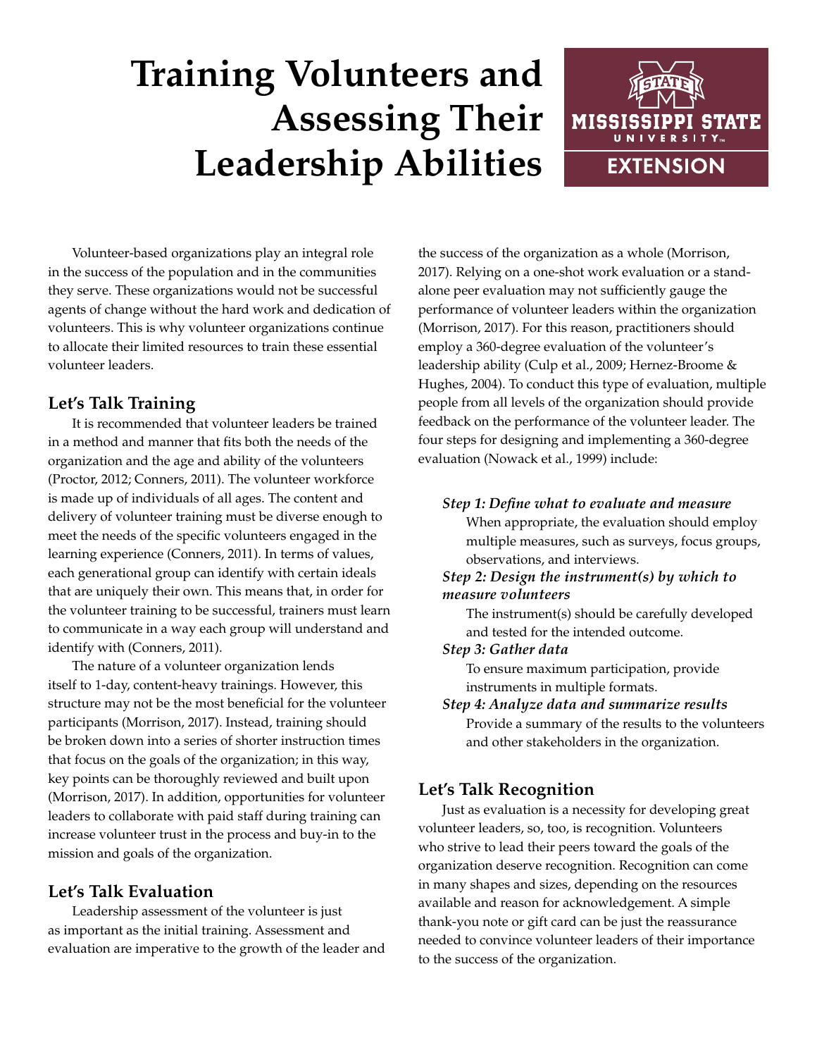# Training Volunteers and Assessing Their Leadership Abilities

Volunteer-based organizations play an integral role in the success of the population and in the communities they serve. These organizations would not be successful agents of change without the hard work and dedication of volunteers. This is why volunteer organizations continue to allocate their limited resources to train these essential volunteer leaders.

## Let's Talk Training

It is recommended that volunteer leaders be trained in a method and manner that fits both the needs of the organization and the age and ability of the volunteers (Proctor, 2012; Conners, 2011). The volunteer workforce is made up of individuals of all ages. The content and delivery of volunteer training must be diverse enough to meet the needs of the specific volunteers engaged in the learning experience (Conners, 2011). In terms of values, each generational group can identify with certain ideals that are uniquely their own. This means that, in order for the volunteer training to be successful, trainers must learn to communicate in a way each group will understand and identify with (Conners, 2011).

The nature of a volunteer organization lends itself to 1-day, content-heavy trainings. However, this structure may not be the most beneficial for the volunteer participants (Morrison, 2017). Instead, training should be broken down into a series of shorter instruction times that focus on the goals of the organization; in this way, key points can be thoroughly reviewed and built upon (Morrison, 2017). In addition, opportunities for volunteer leaders to collaborate with paid staff during training can increase volunteer trust in the process and buy-in to the mission and goals of the organization.

## Let's Talk Evaluation

Leadership assessment of the volunteer is just as important as the initial training. Assessment and evaluation are imperative to the growth of the leader and the success of the organization as a whole (Morrison, 2017). Relying on a one-shot work evaluation or a stand-alone peer evaluation may not sufficiently gauge the performance of volunteer leaders within the organization (Morrison, 2017). For this reason, practitioners should employ a 360-degree evaluation of the volunteer's leadership ability (Culp et al., 2009; Hernez-Broome & Hughes, 2004). To conduct this type of evaluation, multiple people from all levels of the organization should provide feedback on the performance of the volunteer leader. The four steps for designing and implementing a 360-degree evaluation (Nowack et al., 1999) include:

***Step 1: Define what to evaluate and measure***
When appropriate, the evaluation should employ multiple measures, such as surveys, focus groups, observations, and interviews.

***Step 2: Design the instrument(s) by which to measure volunteers***
The instrument(s) should be carefully developed and tested for the intended outcome.

***Step 3: Gather data***
To ensure maximum participation, provide instruments in multiple formats.

***Step 4: Analyze data and summarize results***
Provide a summary of the results to the volunteers and other stakeholders in the organization.

## Let's Talk Recognition

Just as evaluation is a necessity for developing great volunteer leaders, so, too, is recognition. Volunteers who strive to lead their peers toward the goals of the organization deserve recognition. Recognition can come in many shapes and sizes, depending on the resources available and reason for acknowledgement. A simple thank-you note or gift card can be just the reassurance needed to convince volunteer leaders of their importance to the success of the organization.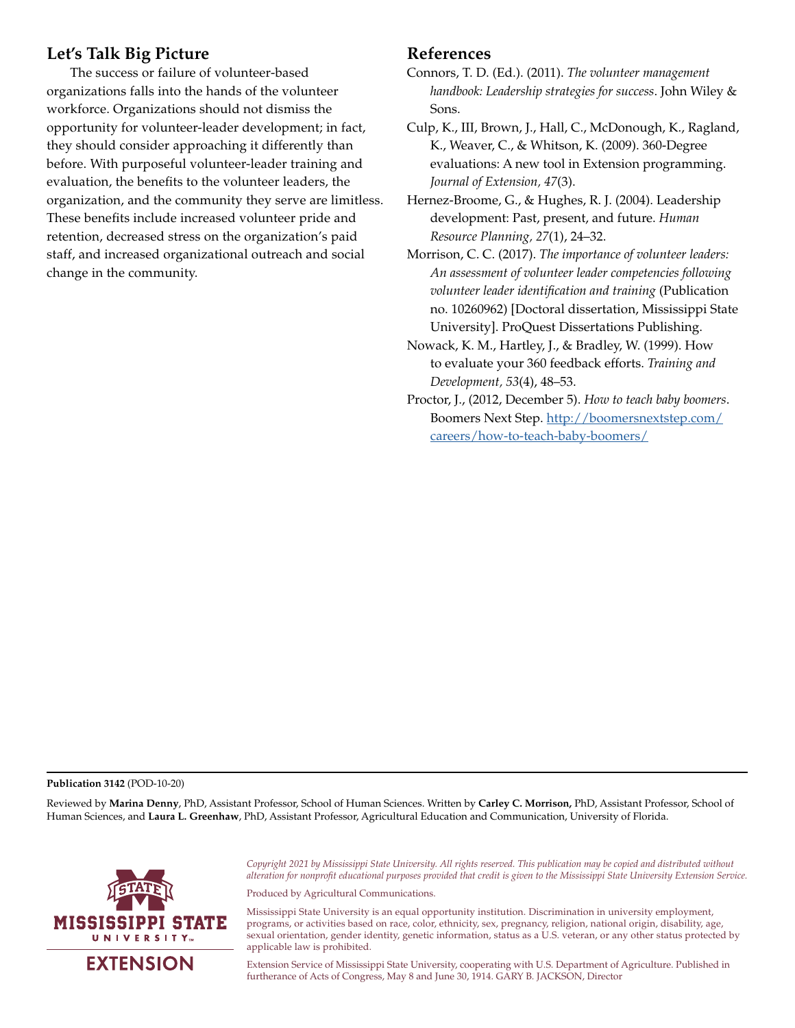## Let's Talk Big Picture

The success or failure of volunteer-based organizations falls into the hands of the volunteer workforce. Organizations should not dismiss the opportunity for volunteer-leader development; in fact, they should consider approaching it differently than before. With purposeful volunteer-leader training and evaluation, the benefits to the volunteer leaders, the organization, and the community they serve are limitless. These benefits include increased volunteer pride and retention, decreased stress on the organization's paid staff, and increased organizational outreach and social change in the community.

## References

Connors, T. D. (Ed.). (2011). *The volunteer management handbook: Leadership strategies for success*. John Wiley & Sons.

Culp, K., III, Brown, J., Hall, C., McDonough, K., Ragland, K., Weaver, C., & Whitson, K. (2009). 360-Degree evaluations: A new tool in Extension programming. *Journal of Extension*, *47*(3).

Hernez-Broome, G., & Hughes, R. J. (2004). Leadership development: Past, present, and future. *Human Resource Planning*, *27*(1), 24–32.

Morrison, C. C. (2017). *The importance of volunteer leaders: An assessment of volunteer leader competencies following volunteer leader identification and training* (Publication no. 10260962) [Doctoral dissertation, Mississippi State University]. ProQuest Dissertations Publishing.

Nowack, K. M., Hartley, J., & Bradley, W. (1999). How to evaluate your 360 feedback efforts. *Training and Development*, *53*(4), 48–53.

Proctor, J., (2012, December 5). *How to teach baby boomers*. Boomers Next Step. http://boomersnextstep.com/careers/how-to-teach-baby-boomers/

---

**Publication 3142** (POD-10-20)

Reviewed by **Marina Denny**, PhD, Assistant Professor, School of Human Sciences. Written by **Carley C. Morrison,** PhD, Assistant Professor, School of Human Sciences, and **Laura L. Greenhaw**, PhD, Assistant Professor, Agricultural Education and Communication, University of Florida.

MISSISSIPPI STATE UNIVERSITY™ EXTENSION

*Copyright 2021 by Mississippi State University. All rights reserved. This publication may be copied and distributed without alteration for nonprofit educational purposes provided that credit is given to the Mississippi State University Extension Service.*

Produced by Agricultural Communications.

Mississippi State University is an equal opportunity institution. Discrimination in university employment, programs, or activities based on race, color, ethnicity, sex, pregnancy, religion, national origin, disability, age, sexual orientation, gender identity, genetic information, status as a U.S. veteran, or any other status protected by applicable law is prohibited.

Extension Service of Mississippi State University, cooperating with U.S. Department of Agriculture. Published in furtherance of Acts of Congress, May 8 and June 30, 1914. GARY B. JACKSON, Director